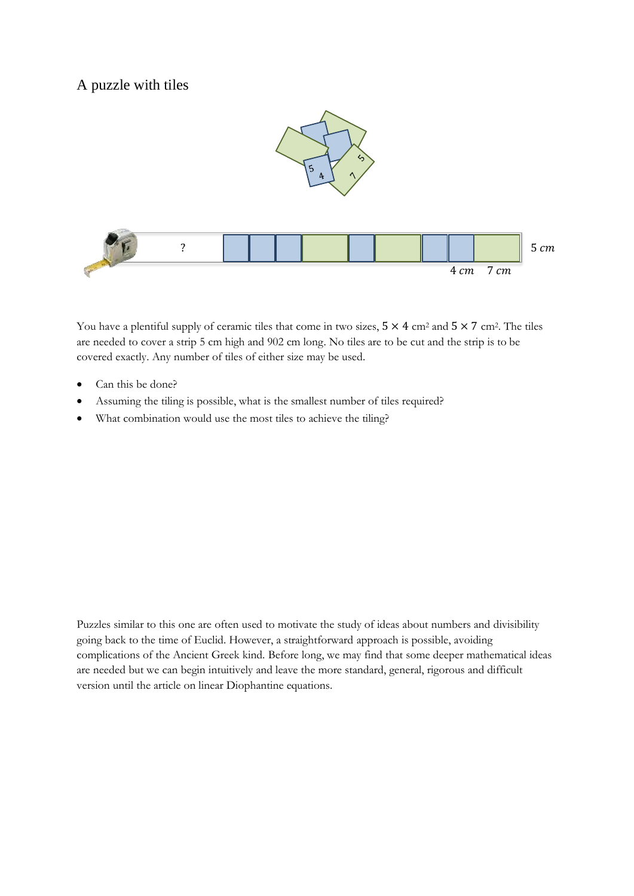# A puzzle with tiles

You have a plentiful supply of ceramic tiles that come in two sizes, $5 \times 4$ cm² and $5 \times 7$ cm². The tiles are needed to cover a strip 5 cm high and 902 cm long. No tiles are to be cut and the strip is to be covered exactly. Any number of tiles of either size may be used.

- Can this be done?
- Assuming the tiling is possible, what is the smallest number of tiles required?
- What combination would use the most tiles to achieve the tiling?

Puzzles similar to this one are often used to motivate the study of ideas about numbers and divisibility going back to the time of Euclid. However, a straightforward approach is possible, avoiding complications of the Ancient Greek kind. Before long, we may find that some deeper mathematical ideas are needed but we can begin intuitively and leave the more standard, general, rigorous and difficult version until the article on linear Diophantine equations.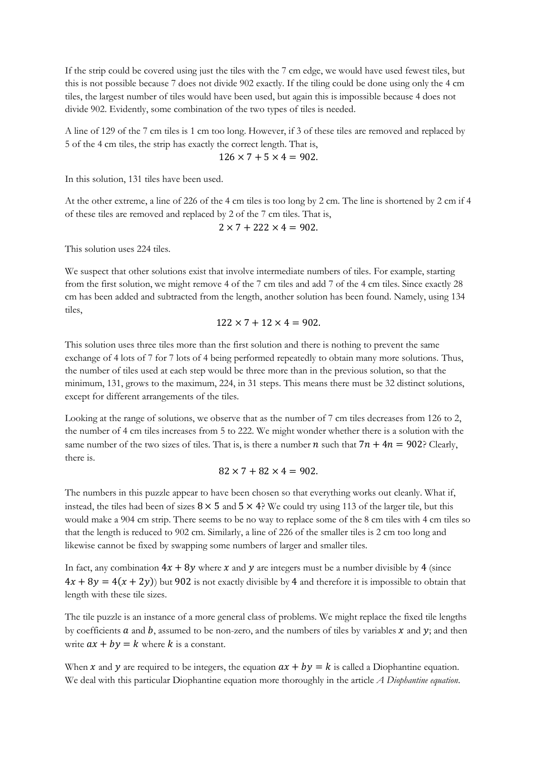If the strip could be covered using just the tiles with the 7 cm edge, we would have used fewest tiles, but this is not possible because 7 does not divide 902 exactly. If the tiling could be done using only the 4 cm tiles, the largest number of tiles would have been used, but again this is impossible because 4 does not divide 902. Evidently, some combination of the two types of tiles is needed.

A line of 129 of the 7 cm tiles is 1 cm too long. However, if 3 of these tiles are removed and replaced by 5 of the 4 cm tiles, the strip has exactly the correct length. That is,

$$126 \times 7 + 5 \times 4 = 902.$$

In this solution, 131 tiles have been used.

At the other extreme, a line of 226 of the 4 cm tiles is too long by 2 cm. The line is shortened by 2 cm if 4 of these tiles are removed and replaced by 2 of the 7 cm tiles. That is,

$$2 \times 7 + 222 \times 4 = 902.$$

This solution uses 224 tiles.

We suspect that other solutions exist that involve intermediate numbers of tiles. For example, starting from the first solution, we might remove 4 of the 7 cm tiles and add 7 of the 4 cm tiles. Since exactly 28 cm has been added and subtracted from the length, another solution has been found. Namely, using 134 tiles,

$$122 \times 7 + 12 \times 4 = 902.$$

This solution uses three tiles more than the first solution and there is nothing to prevent the same exchange of 4 lots of 7 for 7 lots of 4 being performed repeatedly to obtain many more solutions. Thus, the number of tiles used at each step would be three more than in the previous solution, so that the minimum, 131, grows to the maximum, 224, in 31 steps. This means there must be 32 distinct solutions, except for different arrangements of the tiles.

Looking at the range of solutions, we observe that as the number of 7 cm tiles decreases from 126 to 2, the number of 4 cm tiles increases from 5 to 222. We might wonder whether there is a solution with the same number of the two sizes of tiles. That is, is there a number $n$ such that $7n + 4n = 902$? Clearly, there is.

$$82 \times 7 + 82 \times 4 = 902.$$

The numbers in this puzzle appear to have been chosen so that everything works out cleanly. What if, instead, the tiles had been of sizes $8 \times 5$ and $5 \times 4$? We could try using 113 of the larger tile, but this would make a 904 cm strip. There seems to be no way to replace some of the 8 cm tiles with 4 cm tiles so that the length is reduced to 902 cm. Similarly, a line of 226 of the smaller tiles is 2 cm too long and likewise cannot be fixed by swapping some numbers of larger and smaller tiles.

In fact, any combination $4x + 8y$ where $x$ and $y$ are integers must be a number divisible by $4$ (since $4x + 8y = 4(x + 2y)$) but $902$ is not exactly divisible by $4$ and therefore it is impossible to obtain that length with these tile sizes.

The tile puzzle is an instance of a more general class of problems. We might replace the fixed tile lengths by coefficients $a$ and $b$, assumed to be non-zero, and the numbers of tiles by variables $x$ and $y$; and then write $ax + by = k$ where $k$ is a constant.

When $x$ and $y$ are required to be integers, the equation $ax + by = k$ is called a Diophantine equation. We deal with this particular Diophantine equation more thoroughly in the article *A Diophantine equation*.